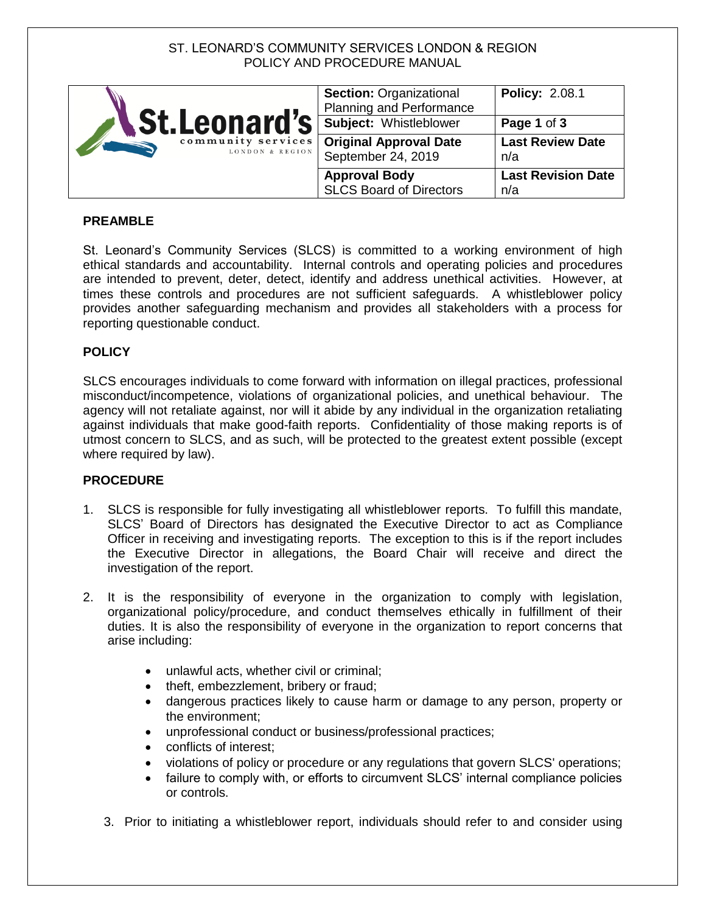ST. LEONARD'S COMMUNITY SERVICES LONDON & REGION
POLICY AND PROCEDURE MANUAL

| St.Leonard's community services LONDON & REGION | **Section:** Organizational Planning and Performance | **Policy:** 2.08.1 |
|---|---|---|
| | **Subject:** Whistleblower | **Page 1** of **3** |
| | **Original Approval Date** September 24, 2019 | **Last Review Date** n/a |
| | **Approval Body** SLCS Board of Directors | **Last Revision Date** n/a |

## PREAMBLE

St. Leonard's Community Services (SLCS) is committed to a working environment of high ethical standards and accountability. Internal controls and operating policies and procedures are intended to prevent, deter, detect, identify and address unethical activities. However, at times these controls and procedures are not sufficient safeguards. A whistleblower policy provides another safeguarding mechanism and provides all stakeholders with a process for reporting questionable conduct.

## POLICY

SLCS encourages individuals to come forward with information on illegal practices, professional misconduct/incompetence, violations of organizational policies, and unethical behaviour. The agency will not retaliate against, nor will it abide by any individual in the organization retaliating against individuals that make good-faith reports. Confidentiality of those making reports is of utmost concern to SLCS, and as such, will be protected to the greatest extent possible (except where required by law).

## PROCEDURE

1. SLCS is responsible for fully investigating all whistleblower reports. To fulfill this mandate, SLCS' Board of Directors has designated the Executive Director to act as Compliance Officer in receiving and investigating reports. The exception to this is if the report includes the Executive Director in allegations, the Board Chair will receive and direct the investigation of the report.

2. It is the responsibility of everyone in the organization to comply with legislation, organizational policy/procedure, and conduct themselves ethically in fulfillment of their duties. It is also the responsibility of everyone in the organization to report concerns that arise including:
   - unlawful acts, whether civil or criminal;
   - theft, embezzlement, bribery or fraud;
   - dangerous practices likely to cause harm or damage to any person, property or the environment;
   - unprofessional conduct or business/professional practices;
   - conflicts of interest;
   - violations of policy or procedure or any regulations that govern SLCS' operations;
   - failure to comply with, or efforts to circumvent SLCS' internal compliance policies or controls.

3. Prior to initiating a whistleblower report, individuals should refer to and consider using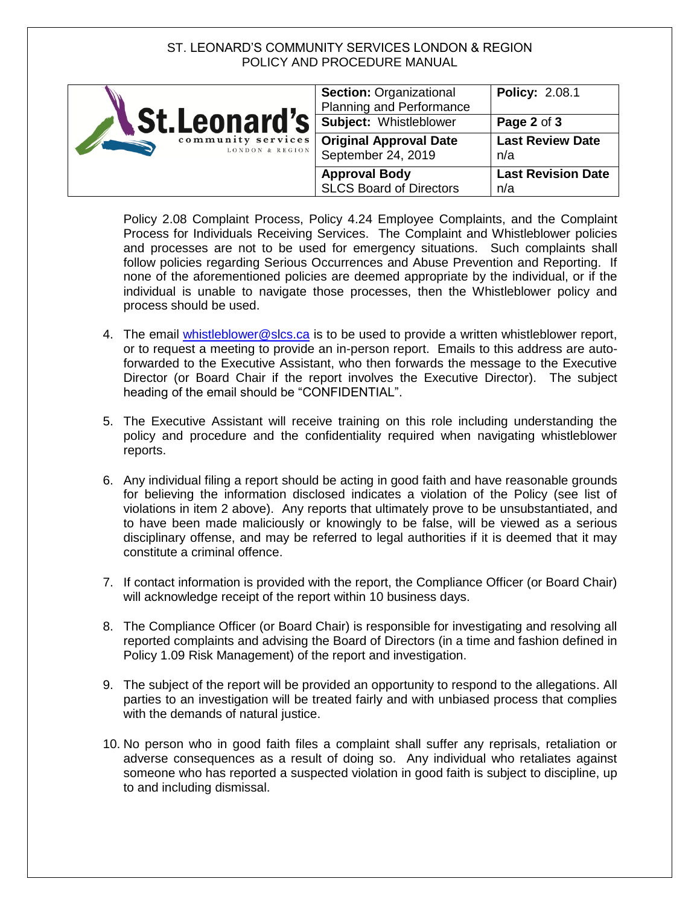Policy 2.08 Complaint Process, Policy 4.24 Employee Complaints, and the Complaint Process for Individuals Receiving Services. The Complaint and Whistleblower policies and processes are not to be used for emergency situations. Such complaints shall follow policies regarding Serious Occurrences and Abuse Prevention and Reporting. If none of the aforementioned policies are deemed appropriate by the individual, or if the individual is unable to navigate those processes, then the Whistleblower policy and process should be used.

4. The email whistleblower@slcs.ca is to be used to provide a written whistleblower report, or to request a meeting to provide an in-person report. Emails to this address are auto-forwarded to the Executive Assistant, who then forwards the message to the Executive Director (or Board Chair if the report involves the Executive Director). The subject heading of the email should be "CONFIDENTIAL".

5. The Executive Assistant will receive training on this role including understanding the policy and procedure and the confidentiality required when navigating whistleblower reports.

6. Any individual filing a report should be acting in good faith and have reasonable grounds for believing the information disclosed indicates a violation of the Policy (see list of violations in item 2 above). Any reports that ultimately prove to be unsubstantiated, and to have been made maliciously or knowingly to be false, will be viewed as a serious disciplinary offense, and may be referred to legal authorities if it is deemed that it may constitute a criminal offence.

7. If contact information is provided with the report, the Compliance Officer (or Board Chair) will acknowledge receipt of the report within 10 business days.

8. The Compliance Officer (or Board Chair) is responsible for investigating and resolving all reported complaints and advising the Board of Directors (in a time and fashion defined in Policy 1.09 Risk Management) of the report and investigation.

9. The subject of the report will be provided an opportunity to respond to the allegations. All parties to an investigation will be treated fairly and with unbiased process that complies with the demands of natural justice.

10. No person who in good faith files a complaint shall suffer any reprisals, retaliation or adverse consequences as a result of doing so. Any individual who retaliates against someone who has reported a suspected violation in good faith is subject to discipline, up to and including dismissal.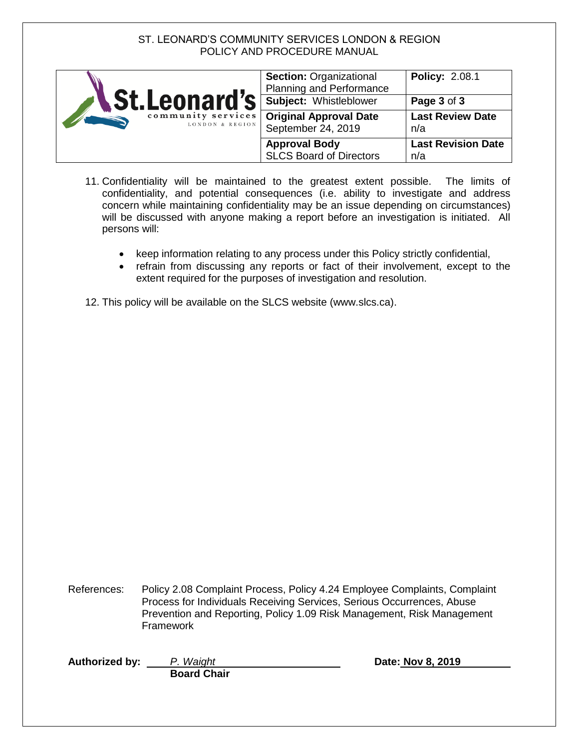11. Confidentiality will be maintained to the greatest extent possible. The limits of confidentiality, and potential consequences (i.e. ability to investigate and address concern while maintaining confidentiality may be an issue depending on circumstances) will be discussed with anyone making a report before an investigation is initiated. All persons will:

    - keep information relating to any process under this Policy strictly confidential,
    - refrain from discussing any reports or fact of their involvement, except to the extent required for the purposes of investigation and resolution.

12. This policy will be available on the SLCS website (www.slcs.ca).

References: Policy 2.08 Complaint Process, Policy 4.24 Employee Complaints, Complaint Process for Individuals Receiving Services, Serious Occurrences, Abuse Prevention and Reporting, Policy 1.09 Risk Management, Risk Management Framework

**Authorized by:** *P. Waight*
**Board Chair**

**Date: Nov 8, 2019**